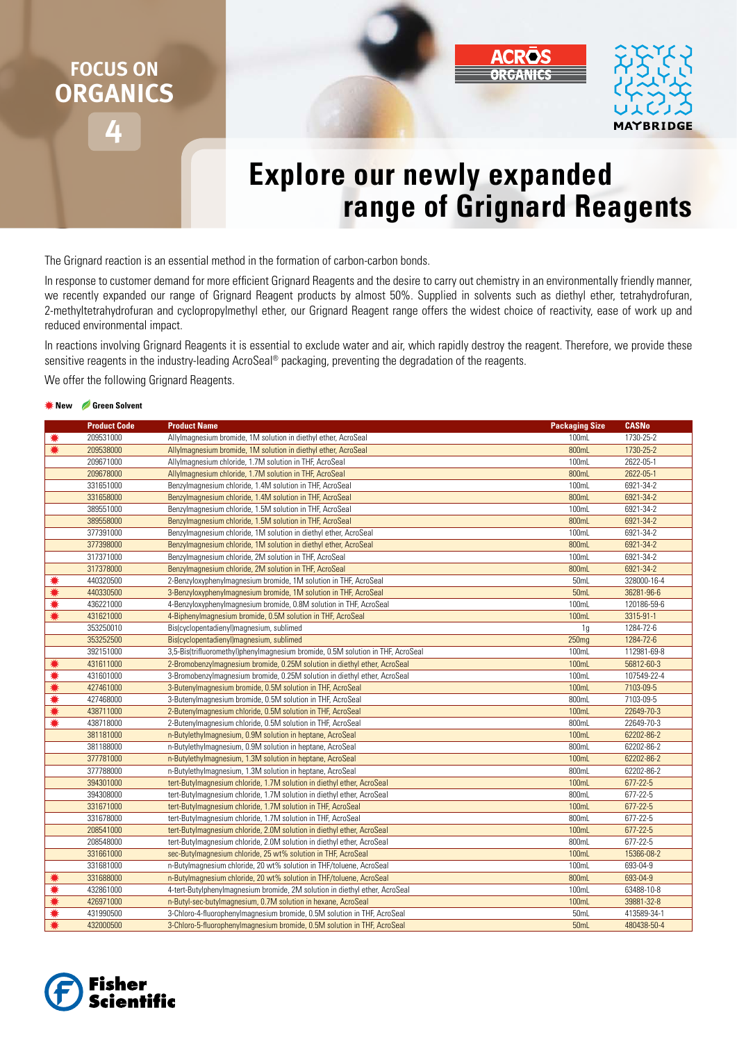FOCUS ON ORGANICS 4

ACROS ORGANICS

MAYBRIDGE

# Explore our newly expanded range of Grignard Reagents

The Grignard reaction is an essential method in the formation of carbon-carbon bonds.

In response to customer demand for more efficient Grignard Reagents and the desire to carry out chemistry in an environmentally friendly manner, we recently expanded our range of Grignard Reagent products by almost 50%. Supplied in solvents such as diethyl ether, tetrahydrofuran, 2-methyltetrahydrofuran and cyclopropylmethyl ether, our Grignard Reagent range offers the widest choice of reactivity, ease of work up and reduced environmental impact.

In reactions involving Grignard Reagents it is essential to exclude water and air, which rapidly destroy the reagent. Therefore, we provide these sensitive reagents in the industry-leading AcroSeal® packaging, preventing the degradation of the reagents.

We offer the following Grignard Reagents.

✷ New  Green Solvent

| | Product Code | Product Name | Packaging Size | CASNo |
|---|---|---|---|---|
| ✷ | 209531000 | Allylmagnesium bromide, 1M solution in diethyl ether, AcroSeal | 100mL | 1730-25-2 |
| ✷ | 209538000 | Allylmagnesium bromide, 1M solution in diethyl ether, AcroSeal | 800mL | 1730-25-2 |
| | 209671000 | Allylmagnesium chloride, 1.7M solution in THF, AcroSeal | 100mL | 2622-05-1 |
| | 209678000 | Allylmagnesium chloride, 1.7M solution in THF, AcroSeal | 800mL | 2622-05-1 |
| | 331651000 | Benzylmagnesium chloride, 1.4M solution in THF, AcroSeal | 100mL | 6921-34-2 |
| | 331658000 | Benzylmagnesium chloride, 1.4M solution in THF, AcroSeal | 800mL | 6921-34-2 |
| | 389551000 | Benzylmagnesium chloride, 1.5M solution in THF, AcroSeal | 100mL | 6921-34-2 |
| | 389558000 | Benzylmagnesium chloride, 1.5M solution in THF, AcroSeal | 800mL | 6921-34-2 |
| | 377391000 | Benzylmagnesium chloride, 1M solution in diethyl ether, AcroSeal | 100mL | 6921-34-2 |
| | 377398000 | Benzylmagnesium chloride, 1M solution in diethyl ether, AcroSeal | 800mL | 6921-34-2 |
| | 317371000 | Benzylmagnesium chloride, 2M solution in THF, AcroSeal | 100mL | 6921-34-2 |
| | 317378000 | Benzylmagnesium chloride, 2M solution in THF, AcroSeal | 800mL | 6921-34-2 |
| ✷ | 440320500 | 2-Benzyloxyphenylmagnesium bromide, 1M solution in THF, AcroSeal | 50mL | 328000-16-4 |
| ✷ | 440330500 | 3-Benzyloxyphenylmagnesium bromide, 1M solution in THF, AcroSeal | 50mL | 36281-96-6 |
| ✷ | 436221000 | 4-Benzyloxyphenylmagnesium bromide, 0.8M solution in THF, AcroSeal | 100mL | 120186-59-6 |
| ✷ | 431621000 | 4-Biphenylmagnesium bromide, 0.5M solution in THF, AcroSeal | 100mL | 3315-91-1 |
| | 353250010 | Bis(cyclopentadienyl)magnesium, sublimed | 1g | 1284-72-6 |
| | 353252500 | Bis(cyclopentadienyl)magnesium, sublimed | 250mg | 1284-72-6 |
| | 392151000 | 3,5-Bis(trifluoromethyl)phenylmagnesium bromide, 0.5M solution in THF, AcroSeal | 100mL | 112981-69-8 |
| ✷ | 431611000 | 2-Bromobenzylmagnesium bromide, 0.25M solution in diethyl ether, AcroSeal | 100mL | 56812-60-3 |
| ✷ | 431601000 | 3-Bromobenzylmagnesium bromide, 0.25M solution in diethyl ether, AcroSeal | 100mL | 107549-22-4 |
| ✷ | 427461000 | 3-Butenylmagnesium bromide, 0.5M solution in THF, AcroSeal | 100mL | 7103-09-5 |
| ✷ | 427468000 | 3-Butenylmagnesium bromide, 0.5M solution in THF, AcroSeal | 800mL | 7103-09-5 |
| ✷ | 438711000 | 2-Butenylmagnesium chloride, 0.5M solution in THF, AcroSeal | 100mL | 22649-70-3 |
| ✷ | 438718000 | 2-Butenylmagnesium chloride, 0.5M solution in THF, AcroSeal | 800mL | 22649-70-3 |
| | 381181000 | n-Butylethylmagnesium, 0.9M solution in heptane, AcroSeal | 100mL | 62202-86-2 |
| | 381188000 | n-Butylethylmagnesium, 0.9M solution in heptane, AcroSeal | 800mL | 62202-86-2 |
| | 377781000 | n-Butylethylmagnesium, 1.3M solution in heptane, AcroSeal | 100mL | 62202-86-2 |
| | 377788000 | n-Butylethylmagnesium, 1.3M solution in heptane, AcroSeal | 800mL | 62202-86-2 |
| | 394301000 | tert-Butylmagnesium chloride, 1.7M solution in diethyl ether, AcroSeal | 100mL | 677-22-5 |
| | 394308000 | tert-Butylmagnesium chloride, 1.7M solution in diethyl ether, AcroSeal | 800mL | 677-22-5 |
| | 331671000 | tert-Butylmagnesium chloride, 1.7M solution in THF, AcroSeal | 100mL | 677-22-5 |
| | 331678000 | tert-Butylmagnesium chloride, 1.7M solution in THF, AcroSeal | 800mL | 677-22-5 |
| | 208541000 | tert-Butylmagnesium chloride, 2.0M solution in diethyl ether, AcroSeal | 100mL | 677-22-5 |
| | 208548000 | tert-Butylmagnesium chloride, 2.0M solution in diethyl ether, AcroSeal | 800mL | 677-22-5 |
| | 331661000 | sec-Butylmagnesium chloride, 25 wt% solution in THF, AcroSeal | 100mL | 15366-08-2 |
| | 331681000 | n-Butylmagnesium chloride, 20 wt% solution in THF/toluene, AcroSeal | 100mL | 693-04-9 |
| ✷ | 331688000 | n-Butylmagnesium chloride, 20 wt% solution in THF/toluene, AcroSeal | 800mL | 693-04-9 |
| ✷ | 432861000 | 4-tert-Butylphenylmagnesium bromide, 2M solution in diethyl ether, AcroSeal | 100mL | 63488-10-8 |
| ✷ | 426971000 | n-Butyl-sec-butylmagnesium, 0.7M solution in hexane, AcroSeal | 100mL | 39881-32-8 |
| ✷ | 431990500 | 3-Chloro-4-fluorophenylmagnesium bromide, 0.5M solution in THF, AcroSeal | 50mL | 413589-34-1 |
| ✷ | 432000500 | 3-Chloro-5-fluorophenylmagnesium bromide, 0.5M solution in THF, AcroSeal | 50mL | 480438-50-4 |

Fisher Scientific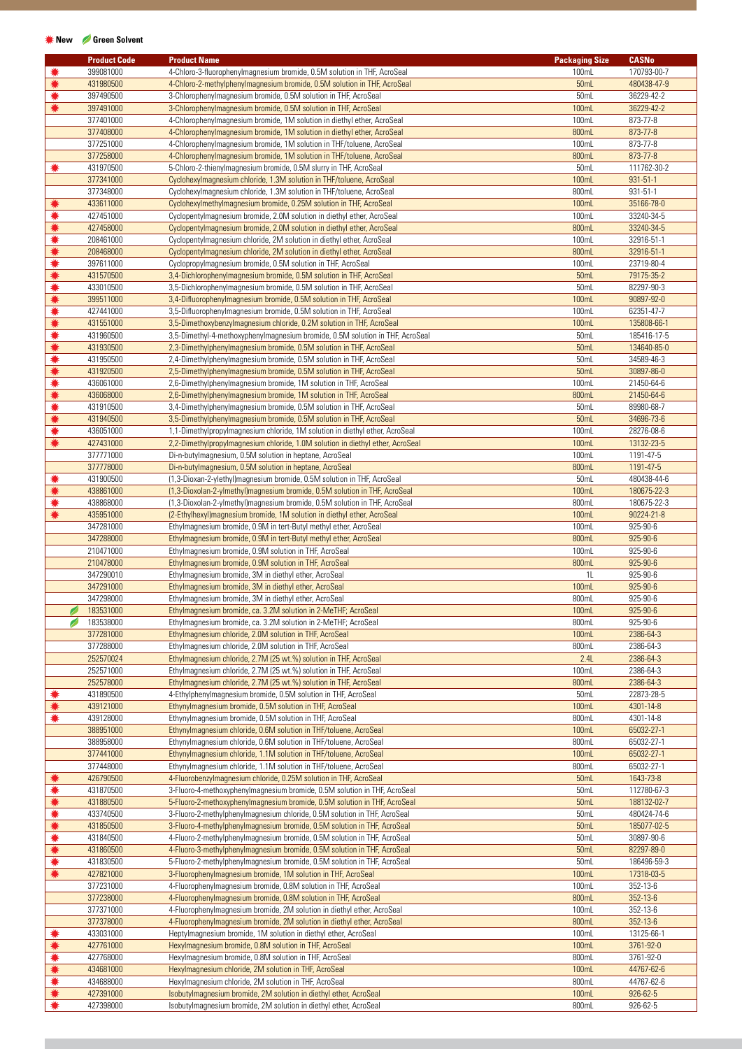✸ New 🌿 Green Solvent

| | Product Code | Product Name | Packaging Size | CASNo |
|---|---|---|---|---|
| ✸ | 399081000 | 4-Chloro-3-fluorophenylmagnesium bromide, 0.5M solution in THF, AcroSeal | 100mL | 170793-00-7 |
| ✸ | 431980500 | 4-Chloro-2-methylphenylmagnesium bromide, 0.5M solution in THF, AcroSeal | 50mL | 480438-47-9 |
| ✸ | 397490500 | 3-Chlorophenylmagnesium bromide, 0.5M solution in THF, AcroSeal | 50mL | 36229-42-2 |
| ✸ | 397491000 | 3-Chlorophenylmagnesium bromide, 0.5M solution in THF, AcroSeal | 100mL | 36229-42-2 |
| | 377401000 | 4-Chlorophenylmagnesium bromide, 1M solution in diethyl ether, AcroSeal | 100mL | 873-77-8 |
| | 377408000 | 4-Chlorophenylmagnesium bromide, 1M solution in diethyl ether, AcroSeal | 800mL | 873-77-8 |
| | 377251000 | 4-Chlorophenylmagnesium bromide, 1M solution in THF/toluene, AcroSeal | 100mL | 873-77-8 |
| | 377258000 | 4-Chlorophenylmagnesium bromide, 1M solution in THF/toluene, AcroSeal | 800mL | 873-77-8 |
| ✸ | 431970500 | 5-Chloro-2-thienylmagnesium bromide, 0.5M slurry in THF, AcroSeal | 50mL | 111762-30-2 |
| | 377341000 | Cyclohexylmagnesium chloride, 1.3M solution in THF/toluene, AcroSeal | 100mL | 931-51-1 |
| | 377348000 | Cyclohexylmagnesium chloride, 1.3M solution in THF/toluene, AcroSeal | 800mL | 931-51-1 |
| ✸ | 433611000 | Cyclohexylmethylmagnesium bromide, 0.25M solution in THF, AcroSeal | 100mL | 35166-78-0 |
| ✸ | 427451000 | Cyclopentylmagnesium bromide, 2.0M solution in diethyl ether, AcroSeal | 100mL | 33240-34-5 |
| ✸ | 427458000 | Cyclopentylmagnesium bromide, 2.0M solution in diethyl ether, AcroSeal | 800mL | 33240-34-5 |
| ✸ | 208461000 | Cyclopentylmagnesium chloride, 2M solution in diethyl ether, AcroSeal | 100mL | 32916-51-1 |
| ✸ | 208468000 | Cyclopentylmagnesium chloride, 2M solution in diethyl ether, AcroSeal | 800mL | 32916-51-1 |
| ✸ | 397611000 | Cyclopropylmagnesium bromide, 0.5M solution in THF, AcroSeal | 100mL | 23719-80-4 |
| ✸ | 431570500 | 3,4-Dichlorophenylmagnesium bromide, 0.5M solution in THF, AcroSeal | 50mL | 79175-35-2 |
| ✸ | 433010500 | 3,5-Dichlorophenylmagnesium bromide, 0.5M solution in THF, AcroSeal | 50mL | 82297-90-3 |
| ✸ | 399511000 | 3,4-Difluorophenylmagnesium bromide, 0.5M solution in THF, AcroSeal | 100mL | 90897-92-0 |
| ✸ | 427441000 | 3,5-Difluorophenylmagnesium bromide, 0.5M solution in THF, AcroSeal | 100mL | 62351-47-7 |
| ✸ | 431551000 | 3,5-Dimethoxybenzylmagnesium chloride, 0.2M solution in THF, AcroSeal | 100mL | 135808-66-1 |
| ✸ | 431960500 | 3,5-Dimethyl-4-methoxyphenylmagnesium bromide, 0.5M solution in THF, AcroSeal | 50mL | 185416-17-5 |
| ✸ | 431930500 | 2,3-Dimethylphenylmagnesium bromide, 0.5M solution in THF, AcroSeal | 50mL | 134640-85-0 |
| ✸ | 431950500 | 2,4-Dimethylphenylmagnesium bromide, 0.5M solution in THF, AcroSeal | 50mL | 34589-46-3 |
| ✸ | 431920500 | 2,5-Dimethylphenylmagnesium bromide, 0.5M solution in THF, AcroSeal | 50mL | 30897-86-0 |
| ✸ | 436061000 | 2,6-Dimethylphenylmagnesium bromide, 1M solution in THF, AcroSeal | 100mL | 21450-64-6 |
| ✸ | 436068000 | 2,6-Dimethylphenylmagnesium bromide, 1M solution in THF, AcroSeal | 800mL | 21450-64-6 |
| ✸ | 431910500 | 3,4-Dimethylphenylmagnesium bromide, 0.5M solution in THF, AcroSeal | 50mL | 89980-68-7 |
| ✸ | 431940500 | 3,5-Dimethylphenylmagnesium bromide, 0.5M solution in THF, AcroSeal | 50mL | 34696-73-6 |
| ✸ | 436051000 | 1,1-Dimethylpropylmagnesium chloride, 1M solution in diethyl ether, AcroSeal | 100mL | 28276-08-6 |
| ✸ | 427431000 | 2,2-Dimethylpropylmagnesium chloride, 1.0M solution in diethyl ether, AcroSeal | 100mL | 13132-23-5 |
| | 377771000 | Di-n-butylmagnesium, 0.5M solution in heptane, AcroSeal | 100mL | 1191-47-5 |
| | 377778000 | Di-n-butylmagnesium, 0.5M solution in heptane, AcroSeal | 800mL | 1191-47-5 |
| ✸ | 431900500 | (1,3-Dioxan-2-ylethyl)magnesium bromide, 0.5M solution in THF, AcroSeal | 50mL | 480438-44-6 |
| ✸ | 438861000 | (1,3-Dioxolan-2-ylmethyl)magnesium bromide, 0.5M solution in THF, AcroSeal | 100mL | 180675-22-3 |
| ✸ | 438868000 | (1,3-Dioxolan-2-ylmethyl)magnesium bromide, 0.5M solution in THF, AcroSeal | 800mL | 180675-22-3 |
| ✸ | 435951000 | (2-Ethylhexyl)magnesium bromide, 1M solution in diethyl ether, AcroSeal | 100mL | 90224-21-8 |
| | 347281000 | Ethylmagnesium bromide, 0.9M in tert-Butyl methyl ether, AcroSeal | 100mL | 925-90-6 |
| | 347288000 | Ethylmagnesium bromide, 0.9M in tert-Butyl methyl ether, AcroSeal | 800mL | 925-90-6 |
| | 210471000 | Ethylmagnesium bromide, 0.9M solution in THF, AcroSeal | 100mL | 925-90-6 |
| | 210478000 | Ethylmagnesium bromide, 0.9M solution in THF, AcroSeal | 800mL | 925-90-6 |
| | 347290010 | Ethylmagnesium bromide, 3M in diethyl ether, AcroSeal | 1L | 925-90-6 |
| | 347291000 | Ethylmagnesium bromide, 3M in diethyl ether, AcroSeal | 100mL | 925-90-6 |
| | 347298000 | Ethylmagnesium bromide, 3M in diethyl ether, AcroSeal | 800mL | 925-90-6 |
| 🌿 | 183531000 | Ethylmagnesium bromide, ca. 3.2M solution in 2-MeTHF; AcroSeal | 100mL | 925-90-6 |
| 🌿 | 183538000 | Ethylmagnesium bromide, ca. 3.2M solution in 2-MeTHF; AcroSeal | 800mL | 925-90-6 |
| | 377281000 | Ethylmagnesium chloride, 2.0M solution in THF, AcroSeal | 100mL | 2386-64-3 |
| | 377288000 | Ethylmagnesium chloride, 2.0M solution in THF, AcroSeal | 800mL | 2386-64-3 |
| | 252570024 | Ethylmagnesium chloride, 2.7M (25 wt.%) solution in THF, AcroSeal | 2.4L | 2386-64-3 |
| | 252571000 | Ethylmagnesium chloride, 2.7M (25 wt.%) solution in THF, AcroSeal | 100mL | 2386-64-3 |
| | 252578000 | Ethylmagnesium chloride, 2.7M (25 wt.%) solution in THF, AcroSeal | 800mL | 2386-64-3 |
| ✸ | 431890500 | 4-Ethylphenylmagnesium bromide, 0.5M solution in THF, AcroSeal | 50mL | 22873-28-5 |
| ✸ | 439121000 | Ethynylmagnesium bromide, 0.5M solution in THF, AcroSeal | 100mL | 4301-14-8 |
| ✸ | 439128000 | Ethynylmagnesium bromide, 0.5M solution in THF, AcroSeal | 800mL | 4301-14-8 |
| | 388951000 | Ethynylmagnesium chloride, 0.6M solution in THF/toluene, AcroSeal | 100mL | 65032-27-1 |
| | 388958000 | Ethynylmagnesium chloride, 0.6M solution in THF/toluene, AcroSeal | 800mL | 65032-27-1 |
| | 377441000 | Ethynylmagnesium chloride, 1.1M solution in THF/toluene, AcroSeal | 100mL | 65032-27-1 |
| | 377448000 | Ethynylmagnesium chloride, 1.1M solution in THF/toluene, AcroSeal | 800mL | 65032-27-1 |
| ✸ | 426790500 | 4-Fluorobenzylmagnesium chloride, 0.25M solution in THF, AcroSeal | 50mL | 1643-73-8 |
| ✸ | 431870500 | 3-Fluoro-4-methoxyphenylmagnesium bromide, 0.5M solution in THF, AcroSeal | 50mL | 112780-67-3 |
| ✸ | 431880500 | 5-Fluoro-2-methoxyphenylmagnesium bromide, 0.5M solution in THF, AcroSeal | 50mL | 188132-02-7 |
| ✸ | 433740500 | 3-Fluoro-2-methylphenylmagnesium chloride, 0.5M solution in THF, AcroSeal | 50mL | 480424-74-6 |
| ✸ | 431850500 | 3-Fluoro-4-methylphenylmagnesium bromide, 0.5M solution in THF, AcroSeal | 50mL | 185077-02-5 |
| ✸ | 431840500 | 4-Fluoro-2-methylphenylmagnesium bromide, 0.5M solution in THF, AcroSeal | 50mL | 30897-90-6 |
| ✸ | 431860500 | 4-Fluoro-3-methylphenylmagnesium bromide, 0.5M solution in THF, AcroSeal | 50mL | 82297-89-0 |
| ✸ | 431830500 | 5-Fluoro-2-methylphenylmagnesium bromide, 0.5M solution in THF, AcroSeal | 50mL | 186496-59-3 |
| ✸ | 427821000 | 3-Fluorophenylmagnesium bromide, 1M solution in THF, AcroSeal | 100mL | 17318-03-5 |
| | 377231000 | 4-Fluorophenylmagnesium bromide, 0.8M solution in THF, AcroSeal | 100mL | 352-13-6 |
| | 377238000 | 4-Fluorophenylmagnesium bromide, 0.8M solution in THF, AcroSeal | 800mL | 352-13-6 |
| | 377371000 | 4-Fluorophenylmagnesium bromide, 2M solution in diethyl ether, AcroSeal | 100mL | 352-13-6 |
| | 377378000 | 4-Fluorophenylmagnesium bromide, 2M solution in diethyl ether, AcroSeal | 800mL | 352-13-6 |
| ✸ | 433031000 | Heptylmagnesium bromide, 1M solution in diethyl ether, AcroSeal | 100mL | 13125-66-1 |
| ✸ | 427761000 | Hexylmagnesium bromide, 0.8M solution in THF, AcroSeal | 100mL | 3761-92-0 |
| ✸ | 427768000 | Hexylmagnesium bromide, 0.8M solution in THF, AcroSeal | 800mL | 3761-92-0 |
| ✸ | 434681000 | Hexylmagnesium chloride, 2M solution in THF, AcroSeal | 100mL | 44767-62-6 |
| ✸ | 434688000 | Hexylmagnesium chloride, 2M solution in THF, AcroSeal | 800mL | 44767-62-6 |
| ✸ | 427391000 | Isobutylmagnesium bromide, 2M solution in diethyl ether, AcroSeal | 100mL | 926-62-5 |
| ✸ | 427398000 | Isobutylmagnesium bromide, 2M solution in diethyl ether, AcroSeal | 800mL | 926-62-5 |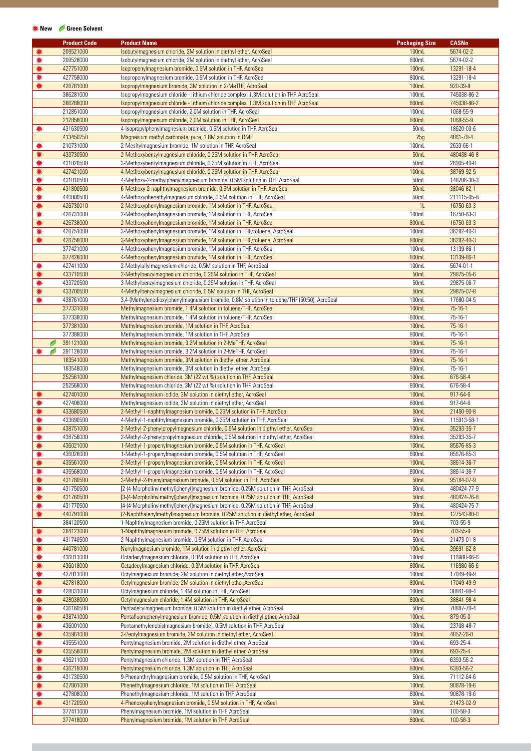✱ New  Green Solvent

| | Product Code | Product Name | Packaging Size | CASNo |
|---|---|---|---|---|
| ✱ | 209521000 | Isobutylmagnesium chloride, 2M solution in diethyl ether, AcroSeal | 100mL | 5674-02-2 |
| ✱ | 209528000 | Isobutylmagnesium chloride, 2M solution in diethyl ether, AcroSeal | 800mL | 5674-02-2 |
| ✱ | 427751000 | Isopropenylmagnesium bromide, 0.5M solution in THF, AcroSeal | 100mL | 13291-18-4 |
| ✱ | 427758000 | Isopropenylmagnesium bromide, 0.5M solution in THF, AcroSeal | 800mL | 13291-18-4 |
| ✱ | 426781000 | Isopropylmagnesium bromide, 3M solution in 2-MeTHF, AcroSeal | 100mL | 920-39-8 |
| | 386281000 | Isopropylmagnesium chloride - lithium chloride complex, 1.3M solution in THF, AcroSeal | 100mL | 745038-86-2 |
| | 386288000 | Isopropylmagnesium chloride - lithium chloride complex, 1.3M solution in THF, AcroSeal | 800mL | 745038-86-2 |
| | 212851000 | Isopropylmagnesium chloride, 2.0M solution in THF, AcroSeal | 100mL | 1068-55-9 |
| | 212858000 | Isopropylmagnesium chloride, 2.0M solution in THF, AcroSeal | 800mL | 1068-55-9 |
| ✱ | 431630500 | 4-Isopropylphenylmagnesium bromide, 0.5M solution in THF, AcroSeal | 50mL | 18620-03-6 |
| | 413450250 | Magnesium methyl carbonate, pure, 1.8M solution in DMF | 25g | 4861-79-4 |
| ✱ | 210731000 | 2-Mesitylmagnesium bromide, 1M solution in THF, AcroSeal | 100mL | 2633-66-1 |
| ✱ | 433730500 | 2-Methoxybenzylmagnesium chloride, 0.25M solution in THF, AcroSeal | 50mL | 480438-46-8 |
| ✱ | 431820500 | 3-Methoxybenzylmagnesium chloride, 0.25M solution in THF, AcroSeal | 50mL | 26905-40-8 |
| ✱ | 427421000 | 4-Methoxybenzylmagnesium chloride, 0.25M solution in THF, AcroSeal | 100mL | 38769-92-5 |
| ✱ | 431810500 | 4-Methoxy-2-methylphenylmagnesium bromide, 0.5M solution in THF, AcroSeal | 50mL | 148706-30-3 |
| ✱ | 431800500 | 6-Methoxy-2-naphthylmagnesium bromide, 0.5M solution in THF, AcroSeal | 50mL | 38046-82-1 |
| ✱ | 440800500 | 4-Methoxyphenethylmagnesium chloride, 0.5M solution in THF, AcroSeal | 50mL | 211115-05-8 |
| ✱ | 426730010 | 2-Methoxyphenylmagnesium bromide, 1M solution in THF, AcroSeal | 1L | 16750-63-3 |
| ✱ | 426731000 | 2-Methoxyphenylmagnesium bromide, 1M solution in THF, AcroSeal | 100mL | 16750-63-3 |
| ✱ | 426738000 | 2-Methoxyphenylmagnesium bromide, 1M solution in THF, AcroSeal | 800mL | 16750-63-3 |
| ✱ | 426751000 | 3-Methoxyphenylmagnesium bromide, 1M solution in THF/toluene, AcroSeal | 100mL | 36282-40-3 |
| ✱ | 426758000 | 3-Methoxyphenylmagnesium bromide, 1M solution in THF/toluene, AcroSeal | 800mL | 36282-40-3 |
| | 377421000 | 4-Methoxyphenylmagnesium bromide, 1M solution in THF, AcroSeal | 100mL | 13139-86-1 |
| | 377428000 | 4-Methoxyphenylmagnesium bromide, 1M solution in THF, AcroSeal | 800mL | 13139-86-1 |
| ✱ | 427411000 | 2-Methylallylmagnesium chloride, 0.5M solution in THF, AcroSeal | 100mL | 5674-01-1 |
| ✱ | 433710500 | 2-Methylbenzylmagnesium chloride, 0.25M solution in THF, AcroSeal | 50mL | 29875-05-6 |
| ✱ | 433720500 | 3-Methylbenzylmagnesium chloride, 0.25M solution in THF, AcroSeal | 50mL | 29875-06-7 |
| ✱ | 433700500 | 4-Methylbenzylmagnesium chloride, 0.5M solution in THF, AcroSeal | 50mL | 29875-07-8 |
| ✱ | 438761000 | 3,4-(Methylenedioxy)phenylmagnesium bromide, 0.8M solution in toluene/THF (50:50), AcroSeal | 100mL | 17680-04-5 |
| | 377331000 | Methylmagnesium bromide, 1.4M solution in toluene/THF, AcroSeal | 100mL | 75-16-1 |
| | 377338000 | Methylmagnesium bromide, 1.4M solution in toluene/THF, AcroSeal | 800mL | 75-16-1 |
| | 377381000 | Methylmagnesium bromide, 1M solution in THF, AcroSeal | 100mL | 75-16-1 |
| | 377388000 | Methylmagnesium bromide, 1M solution in THF, AcroSeal | 800mL | 75-16-1 |
| Green Solvent | 391121000 | Methylmagnesium bromide, 3.2M solution in 2-MeTHF, AcroSeal | 100mL | 75-16-1 |
| ✱ Green Solvent | 391128000 | Methylmagnesium bromide, 3.2M solution in 2-MeTHF, AcroSeal | 800mL | 75-16-1 |
| | 183541000 | Methylmagnesium bromide, 3M solution in diethyl ether, AcroSeal | 100mL | 75-16-1 |
| | 183548000 | Methylmagnesium bromide, 3M solution in diethyl ether, AcroSeal | 800mL | 75-16-1 |
| | 252561000 | Methylmagnesium chloride, 3M (22 wt.%) solution in THF, AcroSeal | 100mL | 676-58-4 |
| | 252568000 | Methylmagnesium chloride, 3M (22 wt.%) solution in THF, AcroSeal | 800mL | 676-58-4 |
| ✱ | 427401000 | Methylmagnesium iodide, 3M solution in diethyl ether, AcroSeal | 100mL | 917-64-6 |
| ✱ | 427408000 | Methylmagnesium iodide, 3M solution in diethyl ether, AcroSeal | 800mL | 917-64-6 |
| ✱ | 433680500 | 2-Methyl-1-naphthylmagnesium bromide, 0.25M solution in THF, AcroSeal | 50mL | 21450-90-8 |
| ✱ | 433690500 | 4-Methyl-1-naphthylmagnesium bromide, 0.25M solution in THF, AcroSeal | 50mL | 115913-58-1 |
| ✱ | 438751000 | 2-Methyl-2-phenylpropylmagnesium chloride, 0.5M solution in diethyl ether, AcroSeal | 100mL | 35293-35-7 |
| ✱ | 438758000 | 2-Methyl-2-phenylpropylmagnesium chloride, 0.5M solution in diethyl ether, AcroSeal | 800mL | 35293-35-7 |
| ✱ | 436021000 | 1-Methyl-1-propenylmagnesium bromide, 0.5M solution in THF, AcroSeal | 100mL | 85676-85-3 |
| ✱ | 436028000 | 1-Methyl-1-propenylmagnesium bromide, 0.5M solution in THF, AcroSeal | 800mL | 85676-85-3 |
| ✱ | 435561000 | 2-Methyl-1-propenylmagnesium bromide, 0.5M solution in THF, AcroSeal | 100mL | 38614-36-7 |
| ✱ | 435568000 | 2-Methyl-1-propenylmagnesium bromide, 0.5M solution in THF, AcroSeal | 800mL | 38614-36-7 |
| ✱ | 431780500 | 3-Methyl-2-thienylmagnesium bromide, 0.5M solution in THF, AcroSeal | 50mL | 95184-07-9 |
| ✱ | 431750500 | [2-(4-Morpholinylmethyl)phenyl]magnesium bromide, 0.25M solution in THF, AcroSeal | 50mL | 480424-77-9 |
| ✱ | 431760500 | [3-(4-Morpholinylmethyl)phenyl]magnesium bromide, 0.25M solution in THF, AcroSeal | 50mL | 480424-76-8 |
| ✱ | 431770500 | [4-(4-Morpholinylmethyl)phenyl]magnesium bromide, 0.25M solution in THF, AcroSeal | 50mL | 480424-75-7 |
| ✱ | 440791000 | (2-Naphthalenylmethyl)magnesium bromide, 0.25M solution in diethyl ether, AcroSeal | 100mL | 127543-80-0 |
| | 384120500 | 1-Naphthylmagnesium bromide, 0.25M solution in THF, AcroSeal | 50mL | 703-55-9 |
| ✱ | 384121000 | 1-Naphthylmagnesium bromide, 0.25M solution in THF, AcroSeal | 100mL | 703-55-9 |
| ✱ | 431740500 | 2-Naphthylmagnesium bromide, 0.5M solution in THF, AcroSeal | 50mL | 21473-01-8 |
| ✱ | 440781000 | Nonylmagnesium bromide, 1M solution in diethyl ether, AcroSeal | 100mL | 39691-62-8 |
| ✱ | 436011000 | Octadecylmagnesium chloride, 0.3M solution in THF, AcroSeal | 100mL | 116980-66-6 |
| ✱ | 436018000 | Octadecylmagnesium chloride, 0.3M solution in THF, AcroSeal | 800mL | 116980-66-6 |
| ✱ | 427811000 | Octylmagnesium bromide, 2M solution in diethyl ether,AcroSeal | 100mL | 17049-49-9 |
| ✱ | 427818000 | Octylmagnesium bromide, 2M solution in diethyl ether,AcroSeal | 800mL | 17049-49-9 |
| ✱ | 428031000 | Octylmagnesium chloride, 1.4M solution in THF, AcroSeal | 100mL | 38841-98-4 |
| ✱ | 428038000 | Octylmagnesium chloride, 1.4M solution in THF, AcroSeal | 800mL | 38841-98-4 |
| ✱ | 436160500 | Pentadecylmagnesium bromide, 0.5M solution in diethyl ether, AcroSeal | 50mL | 78887-70-4 |
| ✱ | 438741000 | Pentafluorophenylmagnesium bromide, 0.5M solution in diethyl ether, AcroSeal | 100mL | 879-05-0 |
| ✱ | 436001000 | Pentamethylenebis(magnesium bromide), 0.5M solution in THF, AcroSeal | 100mL | 23708-48-7 |
| ✱ | 435961000 | 3-Pentylmagnesium bromide, 2M solution in diethyl ether, AcroSeal | 100mL | 4852-26-0 |
| ✱ | 435551000 | Pentylmagnesium bromide, 2M solution in diethyl ether, AcroSeal | 100mL | 693-25-4 |
| ✱ | 435558000 | Pentylmagnesium bromide, 2M solution in diethyl ether, AcroSeal | 800mL | 693-25-4 |
| ✱ | 436211000 | Pentylmagnesium chloride, 1.3M solution in THF, AcroSeal | 100mL | 6393-56-2 |
| ✱ | 436218000 | Pentylmagnesium chloride, 1.3M solution in THF, AcroSeal | 800mL | 6393-56-2 |
| ✱ | 431730500 | 9-Phenanthrylmagnesium bromide, 0.5M solution in THF, AcroSeal | 50mL | 71112-64-6 |
| ✱ | 427801000 | Phenethylmagnesium chloride, 1M solution in THF, AcroSeal | 100mL | 90878-19-6 |
| ✱ | 427808000 | Phenethylmagnesium chloride, 1M solution in THF, AcroSeal | 800mL | 90878-19-6 |
| ✱ | 431720500 | 4-Phenoxyphenylmagnesium bromide, 0.5M solution in THF, AcroSeal | 50mL | 21473-02-9 |
| | 377411000 | Phenylmagnesium bromide, 1M solution in THF, AcroSeal | 100mL | 100-58-3 |
| | 377418000 | Phenylmagnesium bromide, 1M solution in THF, AcroSeal | 800mL | 100-58-3 |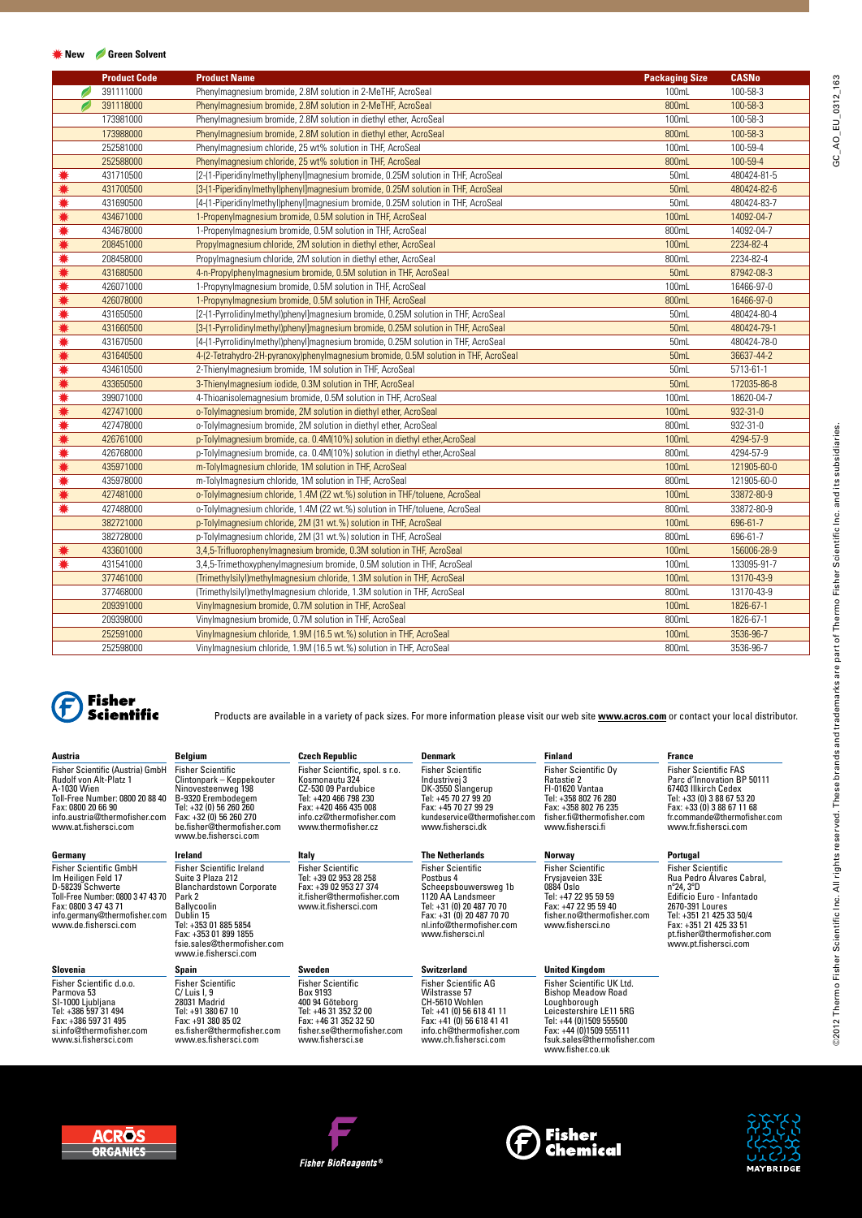**New** **Green Solvent**

| | Product Code | Product Name | Packaging Size | CASNo |
|---|---|---|---|---|
| Green Solvent | 391111000 | Phenylmagnesium bromide, 2.8M solution in 2-MeTHF, AcroSeal | 100mL | 100-58-3 |
| Green Solvent | 391118000 | Phenylmagnesium bromide, 2.8M solution in 2-MeTHF, AcroSeal | 800mL | 100-58-3 |
| | 173981000 | Phenylmagnesium bromide, 2.8M solution in diethyl ether, AcroSeal | 100mL | 100-58-3 |
| | 173988000 | Phenylmagnesium bromide, 2.8M solution in diethyl ether, AcroSeal | 800mL | 100-58-3 |
| | 252581000 | Phenylmagnesium chloride, 25 wt% solution in THF, AcroSeal | 100mL | 100-59-4 |
| | 252588000 | Phenylmagnesium chloride, 25 wt% solution in THF, AcroSeal | 800mL | 100-59-4 |
| New | 431710500 | [2-(1-Piperidinylmethyl)phenyl]magnesium bromide, 0.25M solution in THF, AcroSeal | 50mL | 480424-81-5 |
| New | 431700500 | [3-(1-Piperidinylmethyl)phenyl]magnesium bromide, 0.25M solution in THF, AcroSeal | 50mL | 480424-82-6 |
| New | 431690500 | [4-(1-Piperidinylmethyl)phenyl]magnesium bromide, 0.25M solution in THF, AcroSeal | 50mL | 480424-83-7 |
| New | 434671000 | 1-Propenylmagnesium bromide, 0.5M solution in THF, AcroSeal | 100mL | 14092-04-7 |
| New | 434678000 | 1-Propenylmagnesium bromide, 0.5M solution in THF, AcroSeal | 800mL | 14092-04-7 |
| New | 208451000 | Propylmagnesium chloride, 2M solution in diethyl ether, AcroSeal | 100mL | 2234-82-4 |
| New | 208458000 | Propylmagnesium chloride, 2M solution in diethyl ether, AcroSeal | 800mL | 2234-82-4 |
| New | 431680500 | 4-n-Propylphenylmagnesium bromide, 0.5M solution in THF, AcroSeal | 50mL | 87942-08-3 |
| New | 426071000 | 1-Propynylmagnesium bromide, 0.5M solution in THF, AcroSeal | 100mL | 16466-97-0 |
| New | 426078000 | 1-Propynylmagnesium bromide, 0.5M solution in THF, AcroSeal | 800mL | 16466-97-0 |
| New | 431650500 | [2-(1-Pyrrolidinylmethyl)phenyl]magnesium bromide, 0.25M solution in THF, AcroSeal | 50mL | 480424-80-4 |
| New | 431660500 | [3-(1-Pyrrolidinylmethyl)phenyl]magnesium bromide, 0.25M solution in THF, AcroSeal | 50mL | 480424-79-1 |
| New | 431670500 | [4-(1-Pyrrolidinylmethyl)phenyl]magnesium bromide, 0.25M solution in THF, AcroSeal | 50mL | 480424-78-0 |
| New | 431640500 | 4-(2-Tetrahydro-2H-pyranoxy)phenylmagnesium bromide, 0.5M solution in THF, AcroSeal | 50mL | 36637-44-2 |
| New | 434610500 | 2-Thienylmagnesium bromide, 1M solution in THF, AcroSeal | 50mL | 5713-61-1 |
| New | 433650500 | 3-Thienylmagnesium iodide, 0.3M solution in THF, AcroSeal | 50mL | 172035-86-8 |
| New | 399071000 | 4-Thioanisolemagnesium bromide, 0.5M solution in THF, AcroSeal | 100mL | 18620-04-7 |
| New | 427471000 | o-Tolylmagnesium bromide, 2M solution in diethyl ether, AcroSeal | 100mL | 932-31-0 |
| New | 427478000 | o-Tolylmagnesium bromide, 2M solution in diethyl ether, AcroSeal | 800mL | 932-31-0 |
| New | 426761000 | p-Tolylmagnesium bromide, ca. 0.4M(10%) solution in diethyl ether,AcroSeal | 100mL | 4294-57-9 |
| New | 426768000 | p-Tolylmagnesium bromide, ca. 0.4M(10%) solution in diethyl ether,AcroSeal | 800mL | 4294-57-9 |
| New | 435971000 | m-Tolylmagnesium chloride, 1M solution in THF, AcroSeal | 100mL | 121905-60-0 |
| New | 435978000 | m-Tolylmagnesium chloride, 1M solution in THF, AcroSeal | 800mL | 121905-60-0 |
| New | 427481000 | o-Tolylmagnesium chloride, 1.4M (22 wt.%) solution in THF/toluene, AcroSeal | 100mL | 33872-80-9 |
| New | 427488000 | o-Tolylmagnesium chloride, 1.4M (22 wt.%) solution in THF/toluene, AcroSeal | 800mL | 33872-80-9 |
| | 382721000 | p-Tolylmagnesium chloride, 2M (31 wt.%) solution in THF, AcroSeal | 100mL | 696-61-7 |
| | 382728000 | p-Tolylmagnesium chloride, 2M (31 wt.%) solution in THF, AcroSeal | 800mL | 696-61-7 |
| New | 433601000 | 3,4,5-Trifluorophenylmagnesium bromide, 0.3M solution in THF, AcroSeal | 100mL | 156006-28-9 |
| New | 431541000 | 3,4,5-Trimethoxyphenylmagnesium bromide, 0.5M solution in THF, AcroSeal | 100mL | 133095-91-7 |
| | 377461000 | (Trimethylsilyl)methylmagnesium chloride, 1.3M solution in THF, AcroSeal | 100mL | 13170-43-9 |
| | 377468000 | (Trimethylsilyl)methylmagnesium chloride, 1.3M solution in THF, AcroSeal | 800mL | 13170-43-9 |
| | 209391000 | Vinylmagnesium bromide, 0.7M solution in THF, AcroSeal | 100mL | 1826-67-1 |
| | 209398000 | Vinylmagnesium bromide, 0.7M solution in THF, AcroSeal | 800mL | 1826-67-1 |
| | 252591000 | Vinylmagnesium chloride, 1.9M (16.5 wt.%) solution in THF, AcroSeal | 100mL | 3536-96-7 |
| | 252598000 | Vinylmagnesium chloride, 1.9M (16.5 wt.%) solution in THF, AcroSeal | 800mL | 3536-96-7 |

**Fisher Scientific**

Products are available in a variety of pack sizes. For more information please visit our web site **www.acros.com** or contact your local distributor.

**Austria**
Fisher Scientific (Austria) GmbH
Rudolf von Alt-Platz 1
A-1030 Wien
Toll-Free Number: 0800 20 88 40
Fax: 0800 20 66 90
info.austria@thermofisher.com
www.at.fishersci.com

**Belgium**
Fisher Scientific
Clintonpark – Keppekouter
Ninovesteenweg 198
B-9320 Erembodegem
Tel: +32 (0) 56 260 260
Fax: +32 (0) 56 260 270
be.fisher@thermofisher.com
www.be.fishersci.com

**Czech Republic**
Fisher Scientific, spol. s r.o.
Kosmonautu 324
CZ-530 09 Pardubice
Tel: +420 466 798 230
Fax: +420 466 435 008
info.cz@thermofisher.com
www.thermofisher.cz

**Denmark**
Fisher Scientific
Industrivej 3
DK-3550 Slangerup
Tel: +45 70 27 99 20
Fax: +45 70 27 99 29
kundeservice@thermofisher.com
www.fishersci.dk

**Finland**
Fisher Scientific Oy
Ratastie 2
FI-01620 Vantaa
Tel: +358 802 76 280
Fax: +358 802 76 235
fisher.fi@thermofisher.com
www.fishersci.fi

**France**
Fisher Scientific FAS
Parc d'Innovation BP 50111
67403 Illkirch Cedex
Tel: +33 (0) 3 88 67 53 20
Fax: +33 (0) 3 88 67 11 68
fr.commande@thermofisher.com
www.fr.fishersci.com

**Germany**
Fisher Scientific GmbH
Im Heiligen Feld 17
D-58239 Schwerte
Toll-Free Number: 0800 3 47 43 70
Fax: 0800 3 47 43 71
info.germany@thermofisher.com
www.de.fishersci.com

**Ireland**
Fisher Scientific Ireland
Suite 3 Plaza 212
Blanchardstown Corporate Park 2
Ballycoolin
Dublin 15
Tel: +353 01 885 5854
Fax: +353 01 899 1855
fsie.sales@thermofisher.com
www.ie.fishersci.com

**Italy**
Fisher Scientific
Tel: +39 02 953 28 258
Fax: +39 02 953 27 374
it.fisher@thermofisher.com
www.it.fishersci.com

**The Netherlands**
Fisher Scientific
Postbus 4
Scheepsbouwersweg 1b
1120 AA Landsmeer
Tel: +31 (0) 20 487 70 70
Fax: +31 (0) 20 487 70 70
nl.info@thermofisher.com
www.fishersci.nl

**Norway**
Fisher Scientific
Frysjaveien 33E
0884 Oslo
Tel: +47 22 95 59 59
Fax: +47 22 95 59 40
fisher.no@thermofisher.com
www.fishersci.no

**Portugal**
Fisher Scientific
Rua Pedro Álvares Cabral, nº24, 3ºD
Edifício Euro - Infantado
2670-391 Loures
Tel: +351 21 425 33 50/4
Fax: +351 21 425 33 51
pt.fisher@thermofisher.com
www.pt.fishersci.com

**Slovenia**
Fisher Scientific d.o.o.
Parmova 53
SI-1000 Ljubljana
Tel: +386 597 31 494
Fax: +386 597 31 495
si.info@thermofisher.com
www.si.fishersci.com

**Spain**
Fisher Scientific
C/ Luis I, 9
28031 Madrid
Tel: +91 380 67 10
Fax: +91 380 85 02
es.fisher@thermofisher.com
www.es.fishersci.com

**Sweden**
Fisher Scientific
Box 9193
400 94 Göteborg
Tel: +46 31 352 32 00
Fax: +46 31 352 32 50
fisher.se@thermofisher.com
www.fishersci.se

**Switzerland**
Fisher Scientific AG
Wilstrasse 57
CH-5610 Wohlen
Tel: +41 (0) 56 618 41 11
Fax: +41 (0) 56 618 41 41
info.ch@thermofisher.com
www.ch.fishersci.com

**United Kingdom**
Fisher Scientific UK Ltd.
Bishop Meadow Road
Loughborough
Leicestershire LE11 5RG
Tel: +44 (0)1509 555500
Fax: +44 (0)1509 555111
fsuk.sales@thermofisher.com
www.fisher.co.uk

ACROS ORGANICS | Fisher BioReagents® | Fisher Chemical | MAYBRIDGE

©2012 Thermo Fisher Scientific Inc. All rights reserved. These brands and trademarks are part of Thermo Fisher Scientific Inc. and its subsidiaries.

GC_AO_EU_0312_163